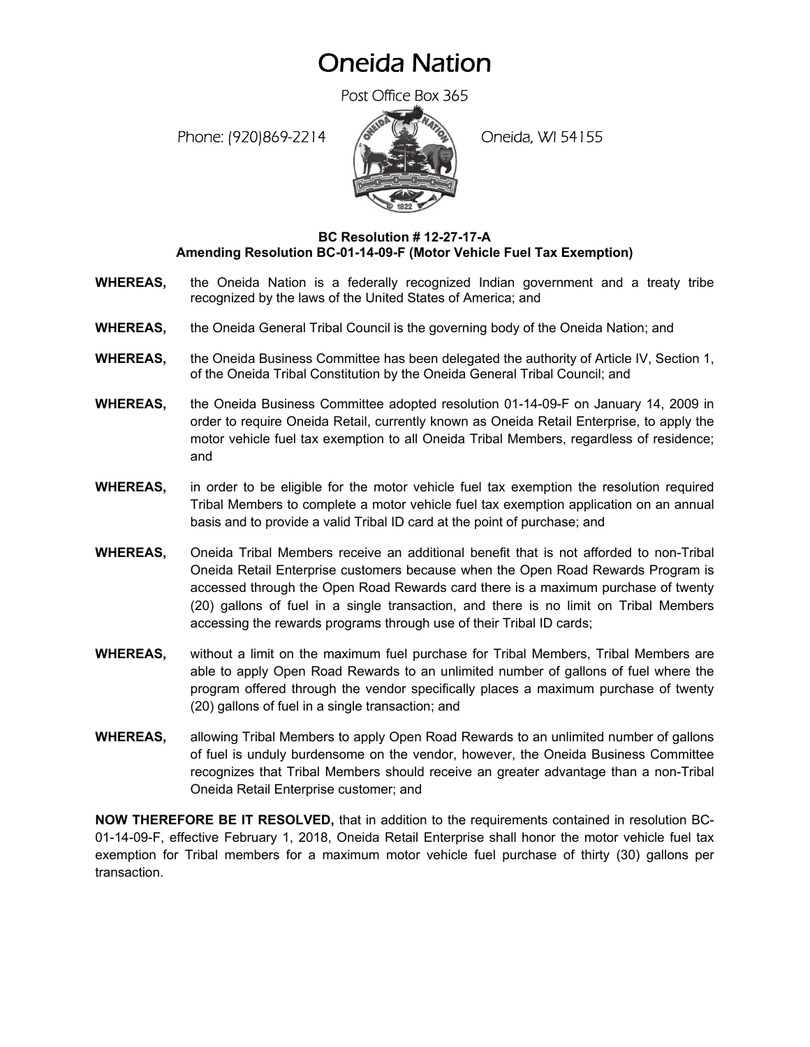# Oneida Nation

Post Office Box 365

Phone: (920)869-2214 Oneida, WI 54155

**BC Resolution # 12-27-17-A**
**Amending Resolution BC-01-14-09-F (Motor Vehicle Fuel Tax Exemption)**

**WHEREAS,** the Oneida Nation is a federally recognized Indian government and a treaty tribe recognized by the laws of the United States of America; and

**WHEREAS,** the Oneida General Tribal Council is the governing body of the Oneida Nation; and

**WHEREAS,** the Oneida Business Committee has been delegated the authority of Article IV, Section 1, of the Oneida Tribal Constitution by the Oneida General Tribal Council; and

**WHEREAS,** the Oneida Business Committee adopted resolution 01-14-09-F on January 14, 2009 in order to require Oneida Retail, currently known as Oneida Retail Enterprise, to apply the motor vehicle fuel tax exemption to all Oneida Tribal Members, regardless of residence; and

**WHEREAS,** in order to be eligible for the motor vehicle fuel tax exemption the resolution required Tribal Members to complete a motor vehicle fuel tax exemption application on an annual basis and to provide a valid Tribal ID card at the point of purchase; and

**WHEREAS,** Oneida Tribal Members receive an additional benefit that is not afforded to non-Tribal Oneida Retail Enterprise customers because when the Open Road Rewards Program is accessed through the Open Road Rewards card there is a maximum purchase of twenty (20) gallons of fuel in a single transaction, and there is no limit on Tribal Members accessing the rewards programs through use of their Tribal ID cards;

**WHEREAS,** without a limit on the maximum fuel purchase for Tribal Members, Tribal Members are able to apply Open Road Rewards to an unlimited number of gallons of fuel where the program offered through the vendor specifically places a maximum purchase of twenty (20) gallons of fuel in a single transaction; and

**WHEREAS,** allowing Tribal Members to apply Open Road Rewards to an unlimited number of gallons of fuel is unduly burdensome on the vendor, however, the Oneida Business Committee recognizes that Tribal Members should receive an greater advantage than a non-Tribal Oneida Retail Enterprise customer; and

**NOW THEREFORE BE IT RESOLVED,** that in addition to the requirements contained in resolution BC-01-14-09-F, effective February 1, 2018, Oneida Retail Enterprise shall honor the motor vehicle fuel tax exemption for Tribal members for a maximum motor vehicle fuel purchase of thirty (30) gallons per transaction.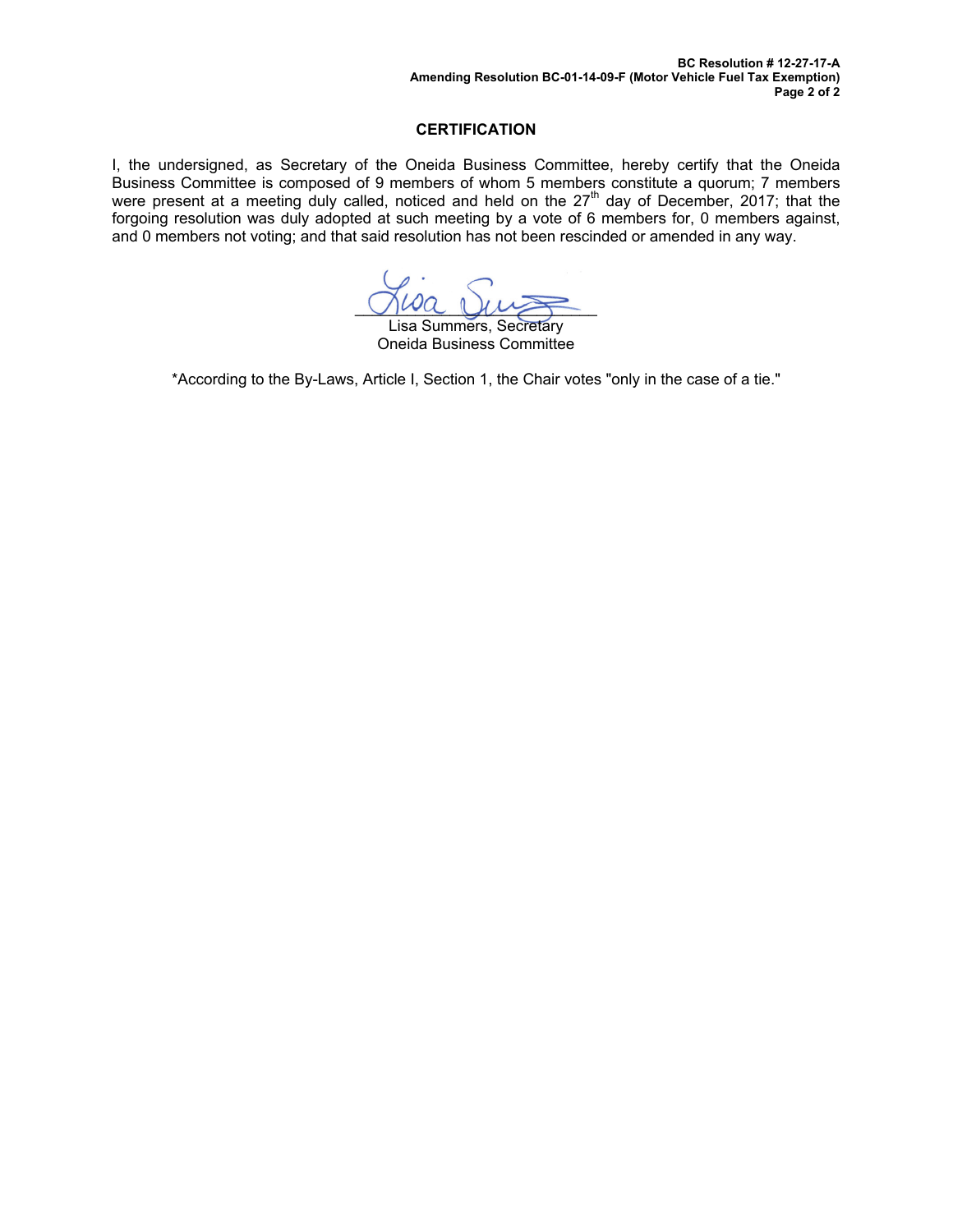## CERTIFICATION

I, the undersigned, as Secretary of the Oneida Business Committee, hereby certify that the Oneida Business Committee is composed of 9 members of whom 5 members constitute a quorum; 7 members were present at a meeting duly called, noticed and held on the 27th day of December, 2017; that the forgoing resolution was duly adopted at such meeting by a vote of 6 members for, 0 members against, and 0 members not voting; and that said resolution has not been rescinded or amended in any way.

Lisa Summers, Secretary
Oneida Business Committee

*According to the By-Laws, Article I, Section 1, the Chair votes "only in the case of a tie."